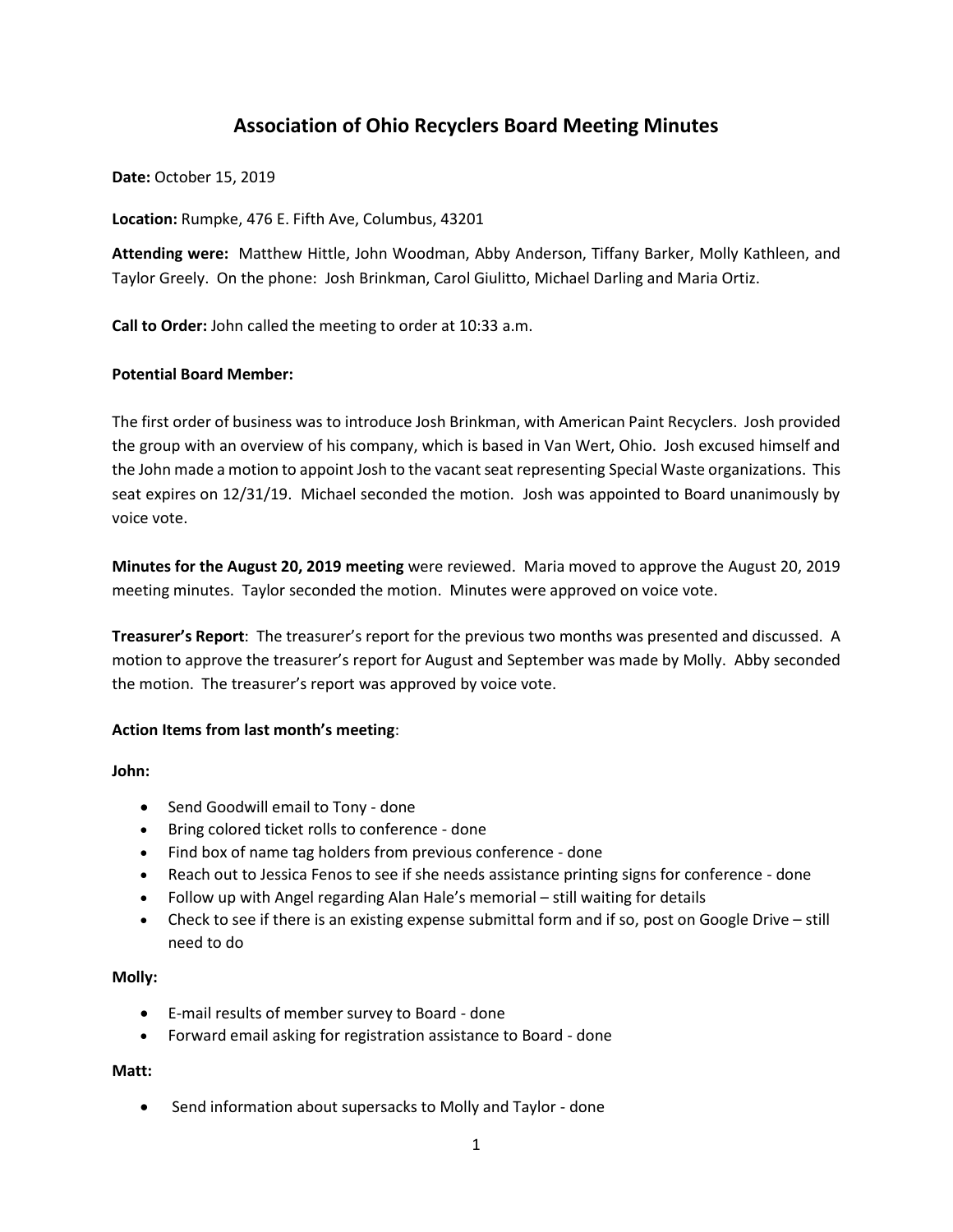# Association of Ohio Recyclers Board Meeting Minutes

**Date:** October 15, 2019

**Location:** Rumpke, 476 E. Fifth Ave, Columbus, 43201

**Attending were:** Matthew Hittle, John Woodman, Abby Anderson, Tiffany Barker, Molly Kathleen, and Taylor Greely. On the phone: Josh Brinkman, Carol Giulitto, Michael Darling and Maria Ortiz.

**Call to Order:** John called the meeting to order at 10:33 a.m.

**Potential Board Member:**

The first order of business was to introduce Josh Brinkman, with American Paint Recyclers. Josh provided the group with an overview of his company, which is based in Van Wert, Ohio. Josh excused himself and the John made a motion to appoint Josh to the vacant seat representing Special Waste organizations. This seat expires on 12/31/19. Michael seconded the motion. Josh was appointed to Board unanimously by voice vote.

**Minutes for the August 20, 2019 meeting** were reviewed. Maria moved to approve the August 20, 2019 meeting minutes. Taylor seconded the motion. Minutes were approved on voice vote.

**Treasurer's Report**: The treasurer's report for the previous two months was presented and discussed. A motion to approve the treasurer's report for August and September was made by Molly. Abby seconded the motion. The treasurer's report was approved by voice vote.

**Action Items from last month's meeting**:

**John:**

- Send Goodwill email to Tony - done
- Bring colored ticket rolls to conference - done
- Find box of name tag holders from previous conference - done
- Reach out to Jessica Fenos to see if she needs assistance printing signs for conference - done
- Follow up with Angel regarding Alan Hale's memorial – still waiting for details
- Check to see if there is an existing expense submittal form and if so, post on Google Drive – still need to do

**Molly:**

- E-mail results of member survey to Board - done
- Forward email asking for registration assistance to Board - done

**Matt:**

- Send information about supersacks to Molly and Taylor - done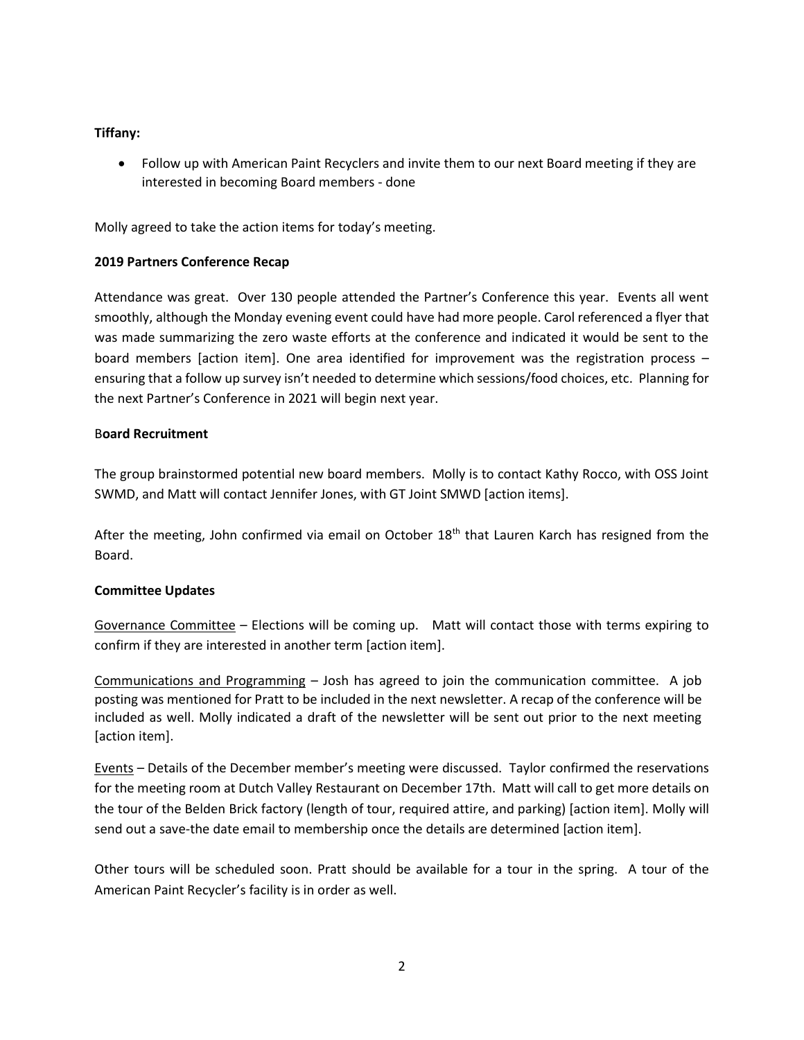**Tiffany:**

- Follow up with American Paint Recyclers and invite them to our next Board meeting if they are interested in becoming Board members - done

Molly agreed to take the action items for today's meeting.

**2019 Partners Conference Recap**

Attendance was great. Over 130 people attended the Partner's Conference this year. Events all went smoothly, although the Monday evening event could have had more people. Carol referenced a flyer that was made summarizing the zero waste efforts at the conference and indicated it would be sent to the board members [action item]. One area identified for improvement was the registration process – ensuring that a follow up survey isn't needed to determine which sessions/food choices, etc. Planning for the next Partner's Conference in 2021 will begin next year.

B**oard Recruitment**

The group brainstormed potential new board members. Molly is to contact Kathy Rocco, with OSS Joint SWMD, and Matt will contact Jennifer Jones, with GT Joint SMWD [action items].

After the meeting, John confirmed via email on October 18th that Lauren Karch has resigned from the Board.

**Committee Updates**

Governance Committee – Elections will be coming up. Matt will contact those with terms expiring to confirm if they are interested in another term [action item].

Communications and Programming – Josh has agreed to join the communication committee. A job posting was mentioned for Pratt to be included in the next newsletter. A recap of the conference will be included as well. Molly indicated a draft of the newsletter will be sent out prior to the next meeting [action item].

Events – Details of the December member's meeting were discussed. Taylor confirmed the reservations for the meeting room at Dutch Valley Restaurant on December 17th. Matt will call to get more details on the tour of the Belden Brick factory (length of tour, required attire, and parking) [action item]. Molly will send out a save-the date email to membership once the details are determined [action item].

Other tours will be scheduled soon. Pratt should be available for a tour in the spring. A tour of the American Paint Recycler's facility is in order as well.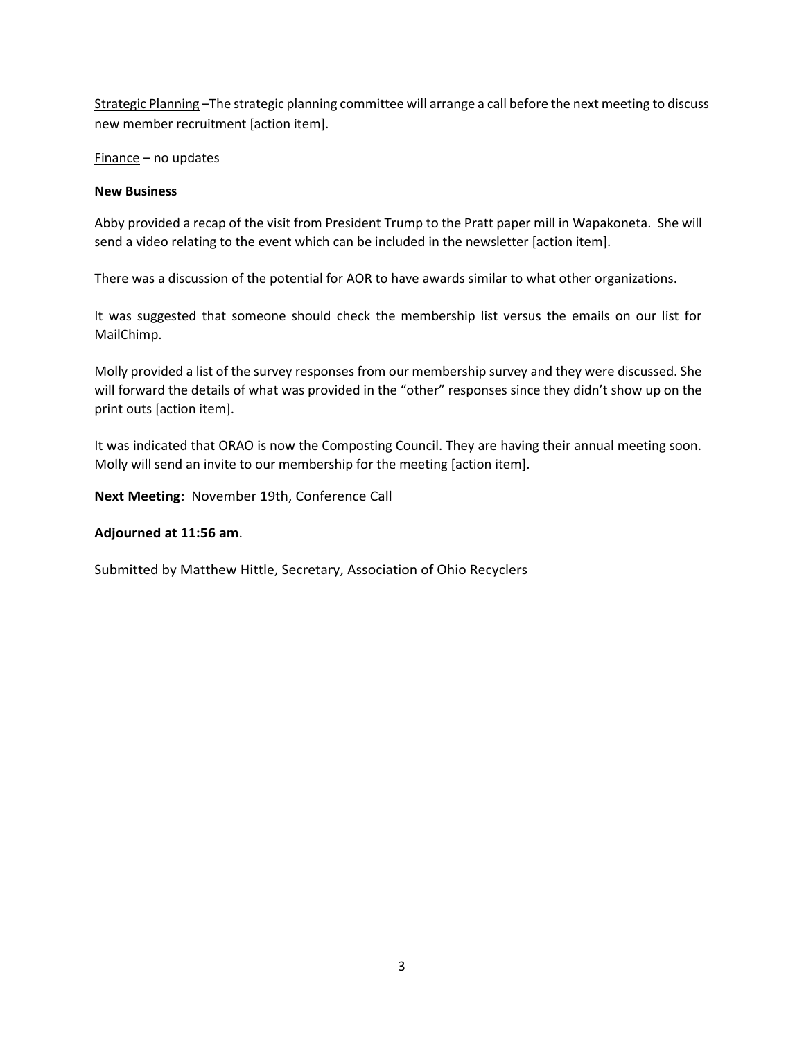<u>Strategic Planning</u> –The strategic planning committee will arrange a call before the next meeting to discuss new member recruitment [action item].

<u>Finance</u> – no updates

**New Business**

Abby provided a recap of the visit from President Trump to the Pratt paper mill in Wapakoneta. She will send a video relating to the event which can be included in the newsletter [action item].

There was a discussion of the potential for AOR to have awards similar to what other organizations.

It was suggested that someone should check the membership list versus the emails on our list for MailChimp.

Molly provided a list of the survey responses from our membership survey and they were discussed. She will forward the details of what was provided in the "other" responses since they didn't show up on the print outs [action item].

It was indicated that ORAO is now the Composting Council. They are having their annual meeting soon. Molly will send an invite to our membership for the meeting [action item].

**Next Meeting:** November 19th, Conference Call

**Adjourned at 11:56 am**.

Submitted by Matthew Hittle, Secretary, Association of Ohio Recyclers